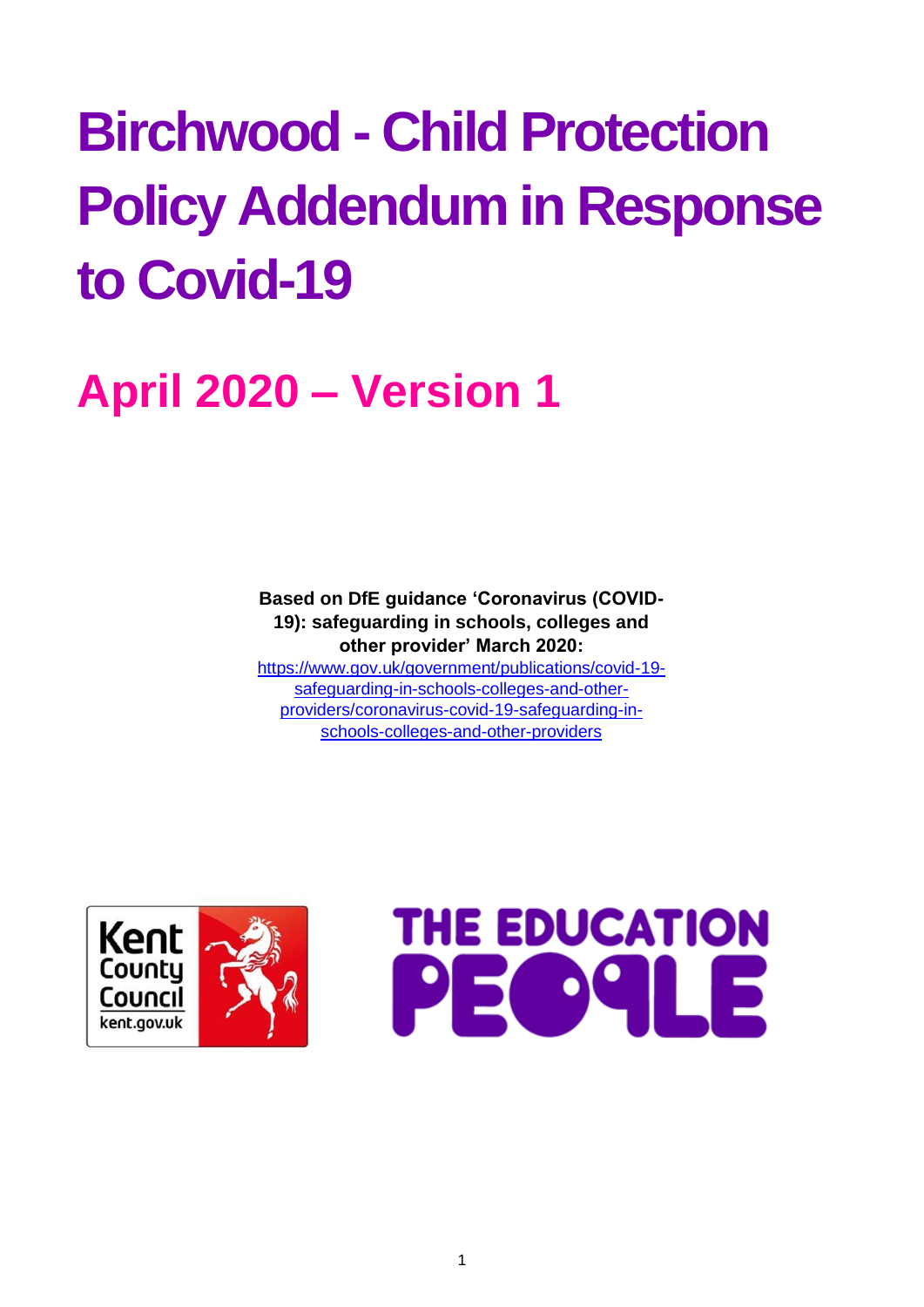# Birchwood - Child Protection Policy Addendum in Response to Covid-19

## April 2020 – Version 1

**Based on DfE guidance 'Coronavirus (COVID-19): safeguarding in schools, colleges and other provider' March 2020:**
[https://www.gov.uk/government/publications/covid-19-safeguarding-in-schools-colleges-and-other-providers/coronavirus-covid-19-safeguarding-in-schools-colleges-and-other-providers](https://www.gov.uk/government/publications/covid-19-safeguarding-in-schools-colleges-and-other-providers/coronavirus-covid-19-safeguarding-in-schools-colleges-and-other-providers)

Kent County Council
kent.gov.uk

THE EDUCATION PEOPLE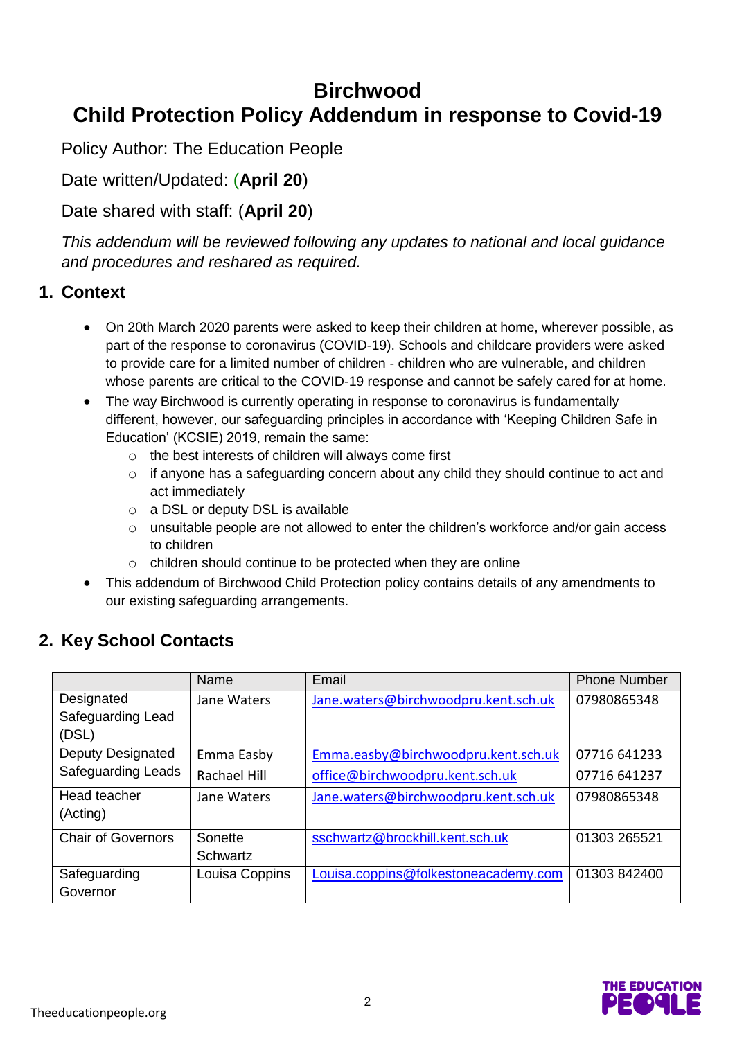# Birchwood
# Child Protection Policy Addendum in response to Covid-19

Policy Author: The Education People

Date written/Updated: (**April 20**)

Date shared with staff: (**April 20**)

*This addendum will be reviewed following any updates to national and local guidance and procedures and reshared as required.*

## 1. Context

- On 20th March 2020 parents were asked to keep their children at home, wherever possible, as part of the response to coronavirus (COVID-19). Schools and childcare providers were asked to provide care for a limited number of children - children who are vulnerable, and children whose parents are critical to the COVID-19 response and cannot be safely cared for at home.
- The way Birchwood is currently operating in response to coronavirus is fundamentally different, however, our safeguarding principles in accordance with 'Keeping Children Safe in Education' (KCSIE) 2019, remain the same:
    - the best interests of children will always come first
    - if anyone has a safeguarding concern about any child they should continue to act and act immediately
    - a DSL or deputy DSL is available
    - unsuitable people are not allowed to enter the children's workforce and/or gain access to children
    - children should continue to be protected when they are online
- This addendum of Birchwood Child Protection policy contains details of any amendments to our existing safeguarding arrangements.

## 2. Key School Contacts

| | Name | Email | Phone Number |
|---|---|---|---|
| Designated Safeguarding Lead (DSL) | Jane Waters | Jane.waters@birchwoodpru.kent.sch.uk | 07980865348 |
| Deputy Designated Safeguarding Leads | Emma Easby<br>Rachael Hill | Emma.easby@birchwoodpru.kent.sch.uk<br>office@birchwoodpru.kent.sch.uk | 07716 641233<br>07716 641237 |
| Head teacher (Acting) | Jane Waters | Jane.waters@birchwoodpru.kent.sch.uk | 07980865348 |
| Chair of Governors | Sonette Schwartz | sschwartz@brockhill.kent.sch.uk | 01303 265521 |
| Safeguarding Governor | Louisa Coppins | Louisa.coppins@folkestoneacademy.com | 01303 842400 |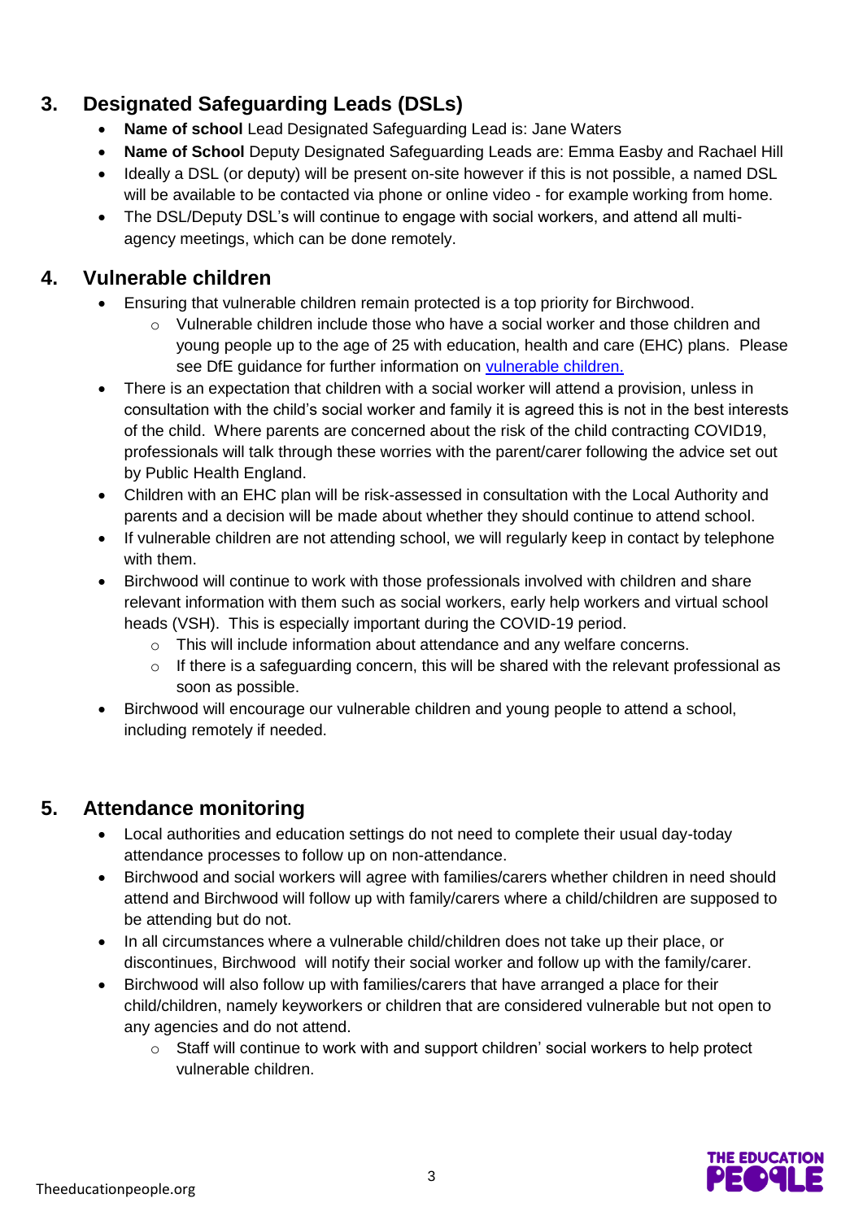## 3. Designated Safeguarding Leads (DSLs)

- **Name of school** Lead Designated Safeguarding Lead is: Jane Waters
- **Name of School** Deputy Designated Safeguarding Leads are: Emma Easby and Rachael Hill
- Ideally a DSL (or deputy) will be present on-site however if this is not possible, a named DSL will be available to be contacted via phone or online video - for example working from home.
- The DSL/Deputy DSL's will continue to engage with social workers, and attend all multi-agency meetings, which can be done remotely.

## 4. Vulnerable children

- Ensuring that vulnerable children remain protected is a top priority for Birchwood.
  - Vulnerable children include those who have a social worker and those children and young people up to the age of 25 with education, health and care (EHC) plans. Please see DfE guidance for further information on [vulnerable children.]()
- There is an expectation that children with a social worker will attend a provision, unless in consultation with the child's social worker and family it is agreed this is not in the best interests of the child. Where parents are concerned about the risk of the child contracting COVID19, professionals will talk through these worries with the parent/carer following the advice set out by Public Health England.
- Children with an EHC plan will be risk-assessed in consultation with the Local Authority and parents and a decision will be made about whether they should continue to attend school.
- If vulnerable children are not attending school, we will regularly keep in contact by telephone with them.
- Birchwood will continue to work with those professionals involved with children and share relevant information with them such as social workers, early help workers and virtual school heads (VSH). This is especially important during the COVID-19 period.
  - This will include information about attendance and any welfare concerns.
  - If there is a safeguarding concern, this will be shared with the relevant professional as soon as possible.
- Birchwood will encourage our vulnerable children and young people to attend a school, including remotely if needed.

## 5. Attendance monitoring

- Local authorities and education settings do not need to complete their usual day-today attendance processes to follow up on non-attendance.
- Birchwood and social workers will agree with families/carers whether children in need should attend and Birchwood will follow up with family/carers where a child/children are supposed to be attending but do not.
- In all circumstances where a vulnerable child/children does not take up their place, or discontinues, Birchwood will notify their social worker and follow up with the family/carer.
- Birchwood will also follow up with families/carers that have arranged a place for their child/children, namely keyworkers or children that are considered vulnerable but not open to any agencies and do not attend.
  - Staff will continue to work with and support children' social workers to help protect vulnerable children.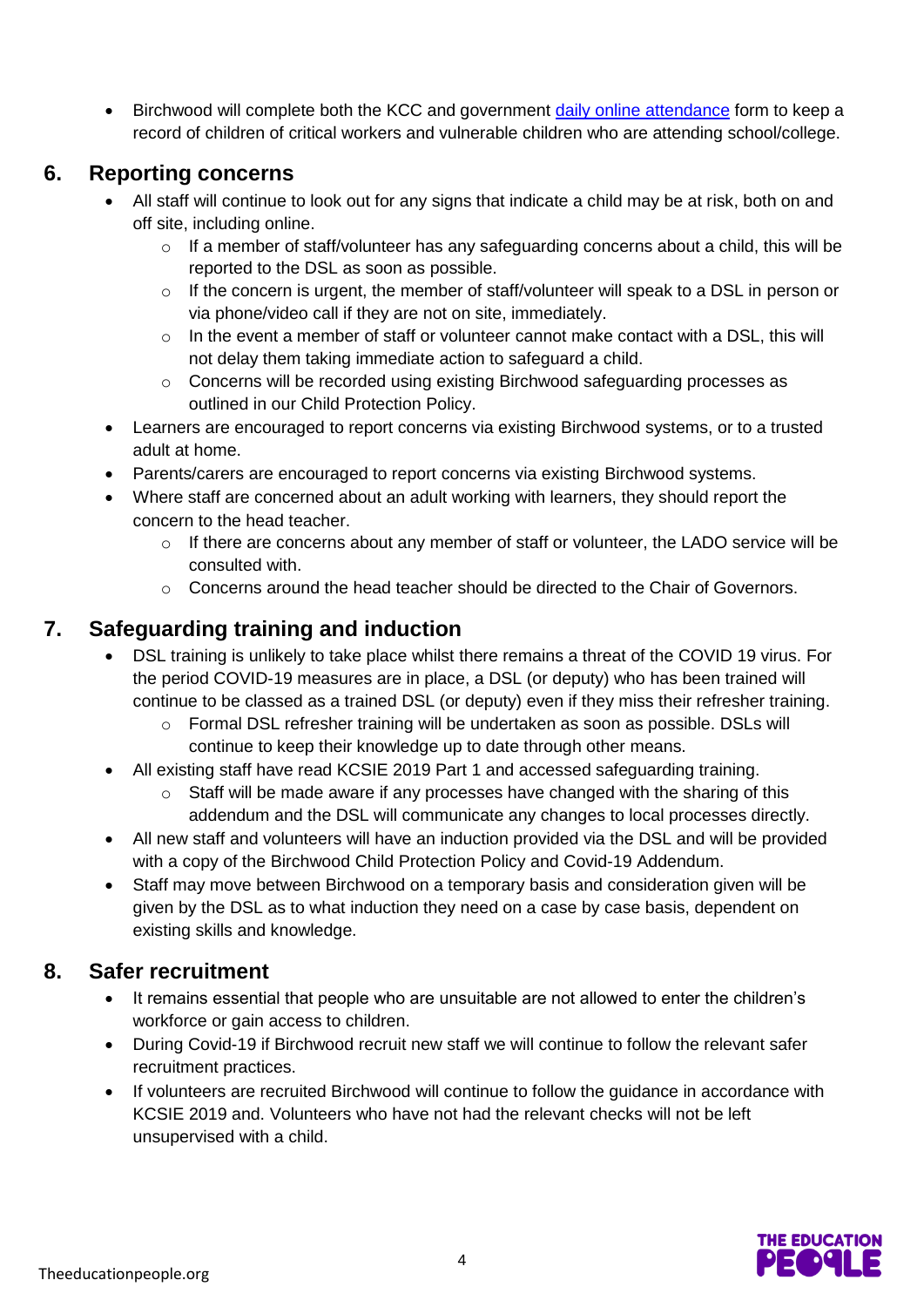- Birchwood will complete both the KCC and government [daily online attendance]() form to keep a record of children of critical workers and vulnerable children who are attending school/college.

## 6. Reporting concerns

- All staff will continue to look out for any signs that indicate a child may be at risk, both on and off site, including online.
    - If a member of staff/volunteer has any safeguarding concerns about a child, this will be reported to the DSL as soon as possible.
    - If the concern is urgent, the member of staff/volunteer will speak to a DSL in person or via phone/video call if they are not on site, immediately.
    - In the event a member of staff or volunteer cannot make contact with a DSL, this will not delay them taking immediate action to safeguard a child.
    - Concerns will be recorded using existing Birchwood safeguarding processes as outlined in our Child Protection Policy.
- Learners are encouraged to report concerns via existing Birchwood systems, or to a trusted adult at home.
- Parents/carers are encouraged to report concerns via existing Birchwood systems.
- Where staff are concerned about an adult working with learners, they should report the concern to the head teacher.
    - If there are concerns about any member of staff or volunteer, the LADO service will be consulted with.
    - Concerns around the head teacher should be directed to the Chair of Governors.

## 7. Safeguarding training and induction

- DSL training is unlikely to take place whilst there remains a threat of the COVID 19 virus. For the period COVID-19 measures are in place, a DSL (or deputy) who has been trained will continue to be classed as a trained DSL (or deputy) even if they miss their refresher training.
    - Formal DSL refresher training will be undertaken as soon as possible. DSLs will continue to keep their knowledge up to date through other means.
- All existing staff have read KCSIE 2019 Part 1 and accessed safeguarding training.
    - Staff will be made aware if any processes have changed with the sharing of this addendum and the DSL will communicate any changes to local processes directly.
- All new staff and volunteers will have an induction provided via the DSL and will be provided with a copy of the Birchwood Child Protection Policy and Covid-19 Addendum.
- Staff may move between Birchwood on a temporary basis and consideration given will be given by the DSL as to what induction they need on a case by case basis, dependent on existing skills and knowledge.

## 8. Safer recruitment

- It remains essential that people who are unsuitable are not allowed to enter the children's workforce or gain access to children.
- During Covid-19 if Birchwood recruit new staff we will continue to follow the relevant safer recruitment practices.
- If volunteers are recruited Birchwood will continue to follow the guidance in accordance with KCSIE 2019 and. Volunteers who have not had the relevant checks will not be left unsupervised with a child.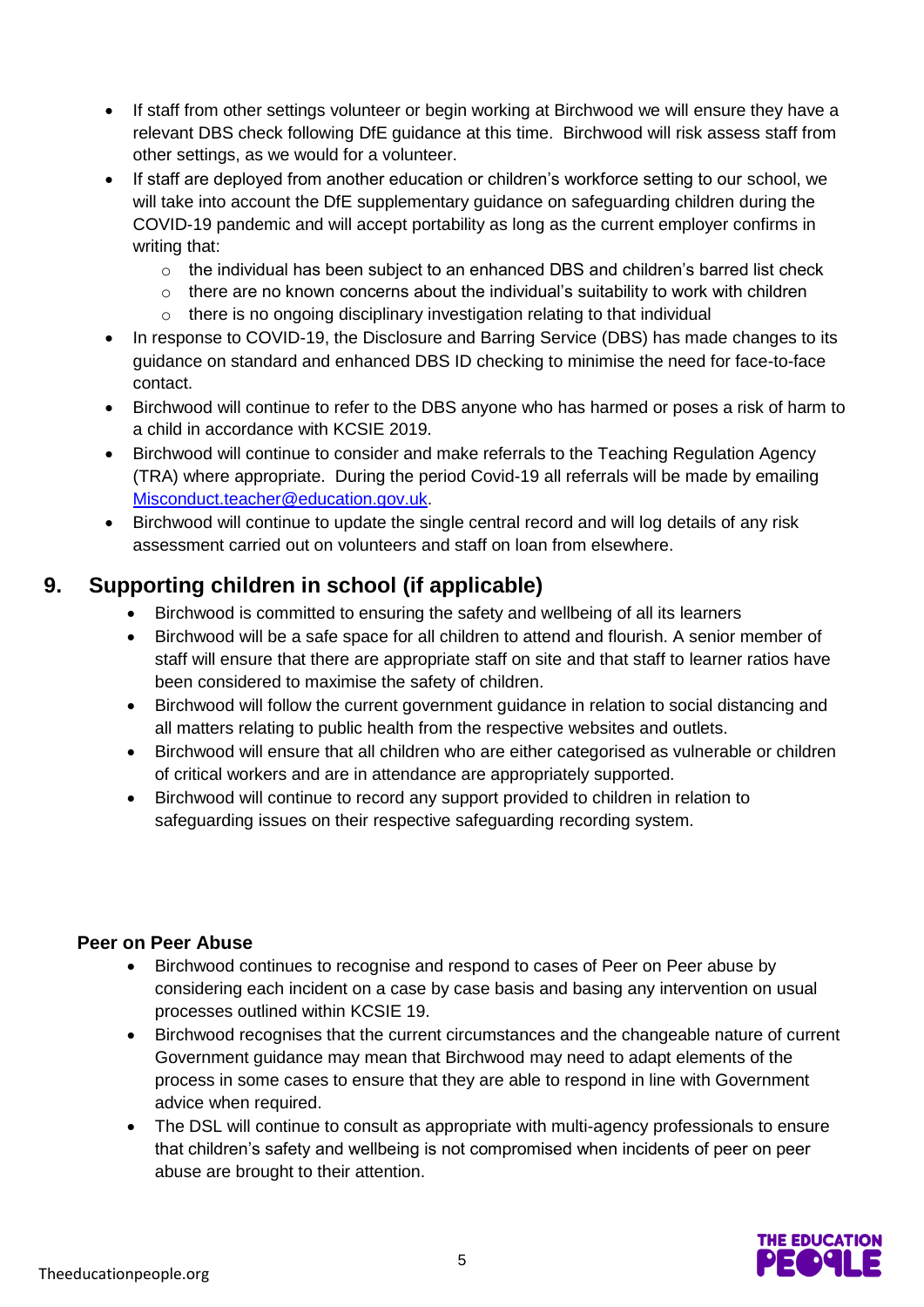- If staff from other settings volunteer or begin working at Birchwood we will ensure they have a relevant DBS check following DfE guidance at this time. Birchwood will risk assess staff from other settings, as we would for a volunteer.
- If staff are deployed from another education or children's workforce setting to our school, we will take into account the DfE supplementary guidance on safeguarding children during the COVID-19 pandemic and will accept portability as long as the current employer confirms in writing that:
    - the individual has been subject to an enhanced DBS and children's barred list check
    - there are no known concerns about the individual's suitability to work with children
    - there is no ongoing disciplinary investigation relating to that individual
- In response to COVID-19, the Disclosure and Barring Service (DBS) has made changes to its guidance on standard and enhanced DBS ID checking to minimise the need for face-to-face contact.
- Birchwood will continue to refer to the DBS anyone who has harmed or poses a risk of harm to a child in accordance with KCSIE 2019.
- Birchwood will continue to consider and make referrals to the Teaching Regulation Agency (TRA) where appropriate. During the period Covid-19 all referrals will be made by emailing [Misconduct.teacher@education.gov.uk](mailto:Misconduct.teacher@education.gov.uk).
- Birchwood will continue to update the single central record and will log details of any risk assessment carried out on volunteers and staff on loan from elsewhere.

## 9. Supporting children in school (if applicable)

- Birchwood is committed to ensuring the safety and wellbeing of all its learners
- Birchwood will be a safe space for all children to attend and flourish. A senior member of staff will ensure that there are appropriate staff on site and that staff to learner ratios have been considered to maximise the safety of children.
- Birchwood will follow the current government guidance in relation to social distancing and all matters relating to public health from the respective websites and outlets.
- Birchwood will ensure that all children who are either categorised as vulnerable or children of critical workers and are in attendance are appropriately supported.
- Birchwood will continue to record any support provided to children in relation to safeguarding issues on their respective safeguarding recording system.

### Peer on Peer Abuse

- Birchwood continues to recognise and respond to cases of Peer on Peer abuse by considering each incident on a case by case basis and basing any intervention on usual processes outlined within KCSIE 19.
- Birchwood recognises that the current circumstances and the changeable nature of current Government guidance may mean that Birchwood may need to adapt elements of the process in some cases to ensure that they are able to respond in line with Government advice when required.
- The DSL will continue to consult as appropriate with multi-agency professionals to ensure that children's safety and wellbeing is not compromised when incidents of peer on peer abuse are brought to their attention.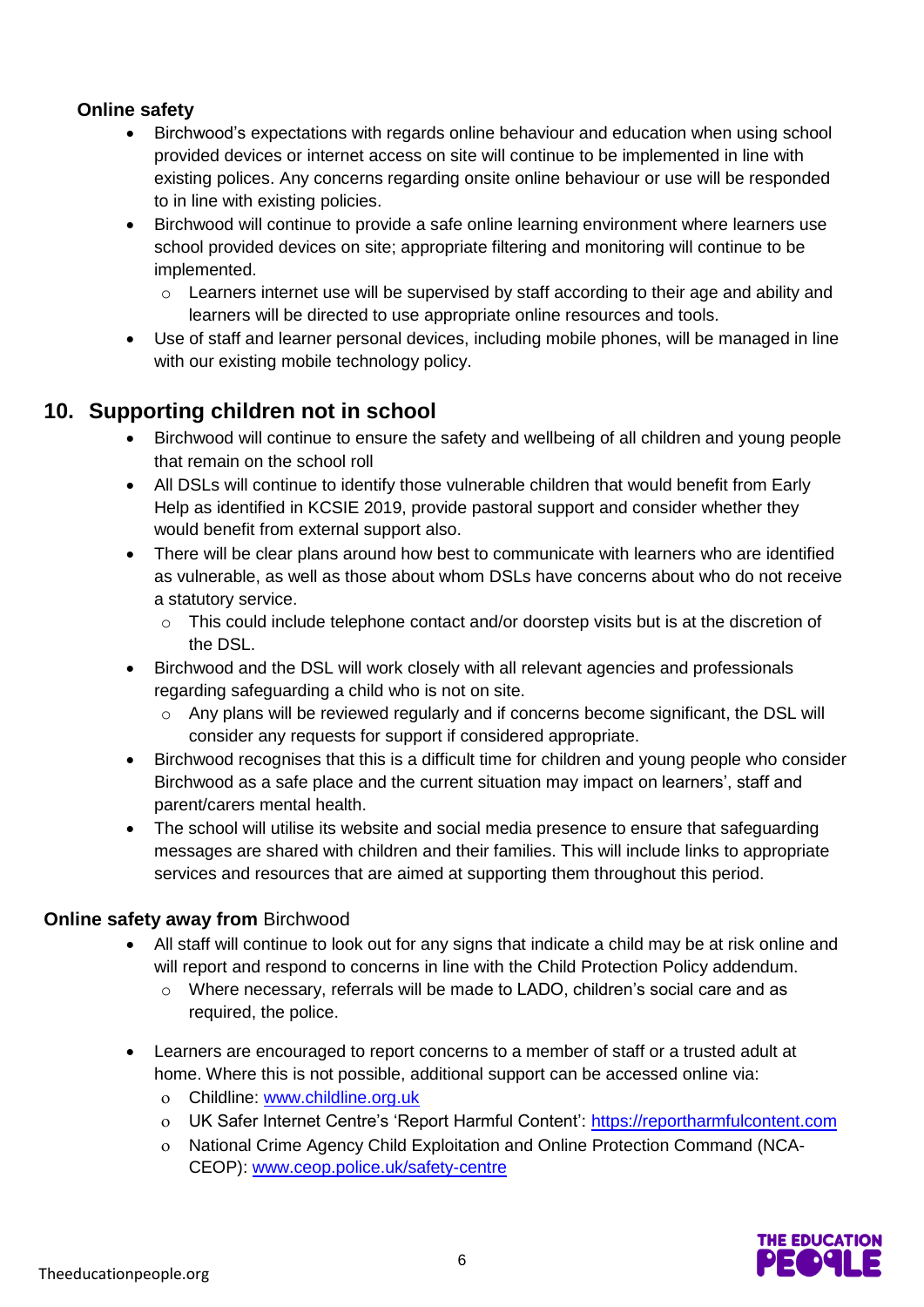### Online safety

- Birchwood's expectations with regards online behaviour and education when using school provided devices or internet access on site will continue to be implemented in line with existing polices. Any concerns regarding onsite online behaviour or use will be responded to in line with existing policies.
- Birchwood will continue to provide a safe online learning environment where learners use school provided devices on site; appropriate filtering and monitoring will continue to be implemented.
  - Learners internet use will be supervised by staff according to their age and ability and learners will be directed to use appropriate online resources and tools.
- Use of staff and learner personal devices, including mobile phones, will be managed in line with our existing mobile technology policy.

## 10. Supporting children not in school

- Birchwood will continue to ensure the safety and wellbeing of all children and young people that remain on the school roll
- All DSLs will continue to identify those vulnerable children that would benefit from Early Help as identified in KCSIE 2019, provide pastoral support and consider whether they would benefit from external support also.
- There will be clear plans around how best to communicate with learners who are identified as vulnerable, as well as those about whom DSLs have concerns about who do not receive a statutory service.
  - This could include telephone contact and/or doorstep visits but is at the discretion of the DSL.
- Birchwood and the DSL will work closely with all relevant agencies and professionals regarding safeguarding a child who is not on site.
  - Any plans will be reviewed regularly and if concerns become significant, the DSL will consider any requests for support if considered appropriate.
- Birchwood recognises that this is a difficult time for children and young people who consider Birchwood as a safe place and the current situation may impact on learners', staff and parent/carers mental health.
- The school will utilise its website and social media presence to ensure that safeguarding messages are shared with children and their families. This will include links to appropriate services and resources that are aimed at supporting them throughout this period.

### **Online safety away from** Birchwood

- All staff will continue to look out for any signs that indicate a child may be at risk online and will report and respond to concerns in line with the Child Protection Policy addendum.
  - Where necessary, referrals will be made to LADO, children's social care and as required, the police.
- Learners are encouraged to report concerns to a member of staff or a trusted adult at home. Where this is not possible, additional support can be accessed online via:
  - Childline: www.childline.org.uk
  - UK Safer Internet Centre's 'Report Harmful Content': https://reportharmfulcontent.com
  - National Crime Agency Child Exploitation and Online Protection Command (NCA-CEOP): www.ceop.police.uk/safety-centre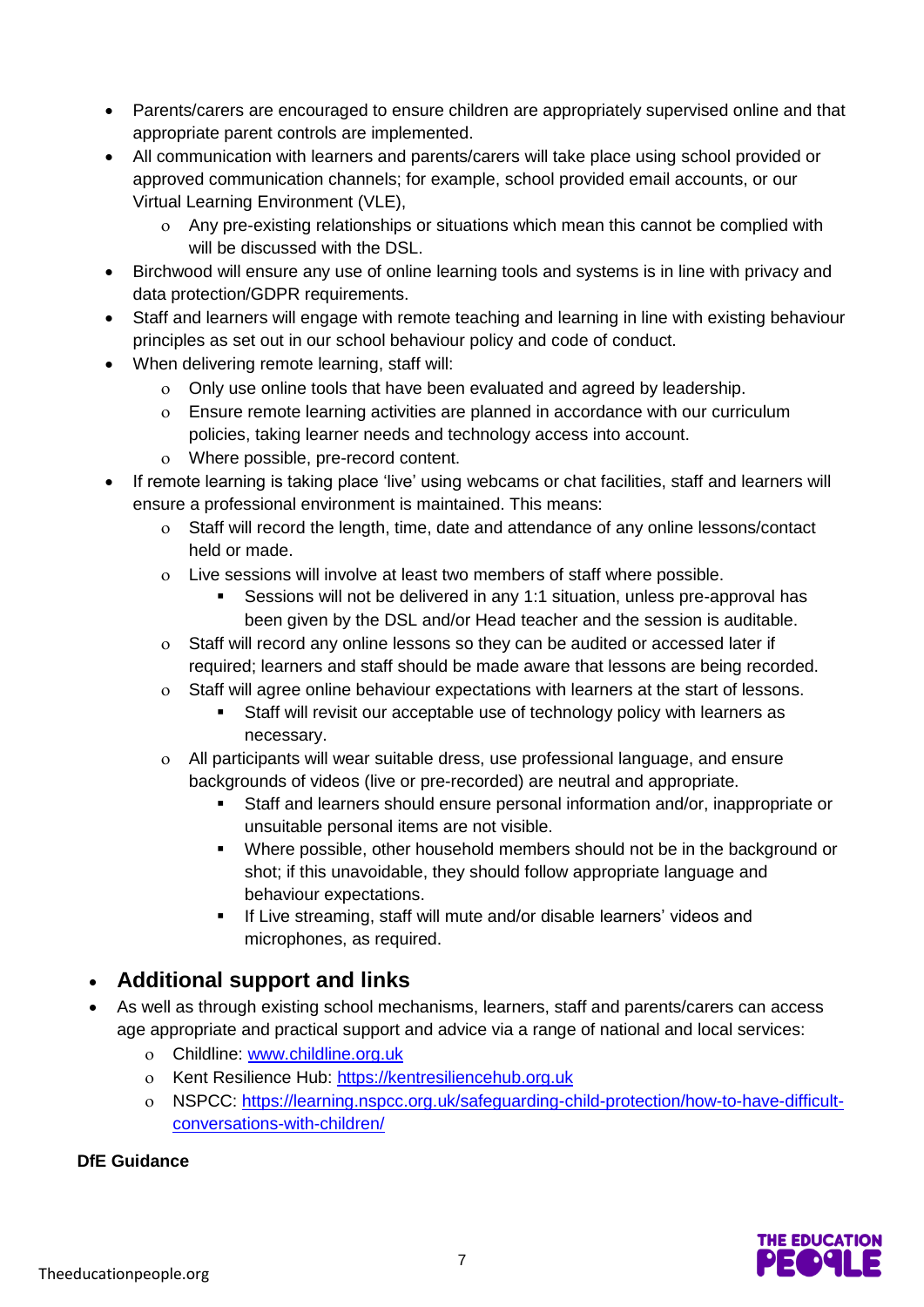- Parents/carers are encouraged to ensure children are appropriately supervised online and that appropriate parent controls are implemented.
- All communication with learners and parents/carers will take place using school provided or approved communication channels; for example, school provided email accounts, or our Virtual Learning Environment (VLE),
  - Any pre-existing relationships or situations which mean this cannot be complied with will be discussed with the DSL.
- Birchwood will ensure any use of online learning tools and systems is in line with privacy and data protection/GDPR requirements.
- Staff and learners will engage with remote teaching and learning in line with existing behaviour principles as set out in our school behaviour policy and code of conduct.
- When delivering remote learning, staff will:
  - Only use online tools that have been evaluated and agreed by leadership.
  - Ensure remote learning activities are planned in accordance with our curriculum policies, taking learner needs and technology access into account.
  - Where possible, pre-record content.
- If remote learning is taking place 'live' using webcams or chat facilities, staff and learners will ensure a professional environment is maintained. This means:
  - Staff will record the length, time, date and attendance of any online lessons/contact held or made.
  - Live sessions will involve at least two members of staff where possible.
    - Sessions will not be delivered in any 1:1 situation, unless pre-approval has been given by the DSL and/or Head teacher and the session is auditable.
  - Staff will record any online lessons so they can be audited or accessed later if required; learners and staff should be made aware that lessons are being recorded.
  - Staff will agree online behaviour expectations with learners at the start of lessons.
    - Staff will revisit our acceptable use of technology policy with learners as necessary.
  - All participants will wear suitable dress, use professional language, and ensure backgrounds of videos (live or pre-recorded) are neutral and appropriate.
    - Staff and learners should ensure personal information and/or, inappropriate or unsuitable personal items are not visible.
    - Where possible, other household members should not be in the background or shot; if this unavoidable, they should follow appropriate language and behaviour expectations.
    - If Live streaming, staff will mute and/or disable learners' videos and microphones, as required.

## Additional support and links

- As well as through existing school mechanisms, learners, staff and parents/carers can access age appropriate and practical support and advice via a range of national and local services:
  - Childline: [www.childline.org.uk](http://www.childline.org.uk)
  - Kent Resilience Hub: [https://kentresiliencehub.org.uk](https://kentresiliencehub.org.uk)
  - NSPCC: [https://learning.nspcc.org.uk/safeguarding-child-protection/how-to-have-difficult-conversations-with-children/](https://learning.nspcc.org.uk/safeguarding-child-protection/how-to-have-difficult-conversations-with-children/)

**DfE Guidance**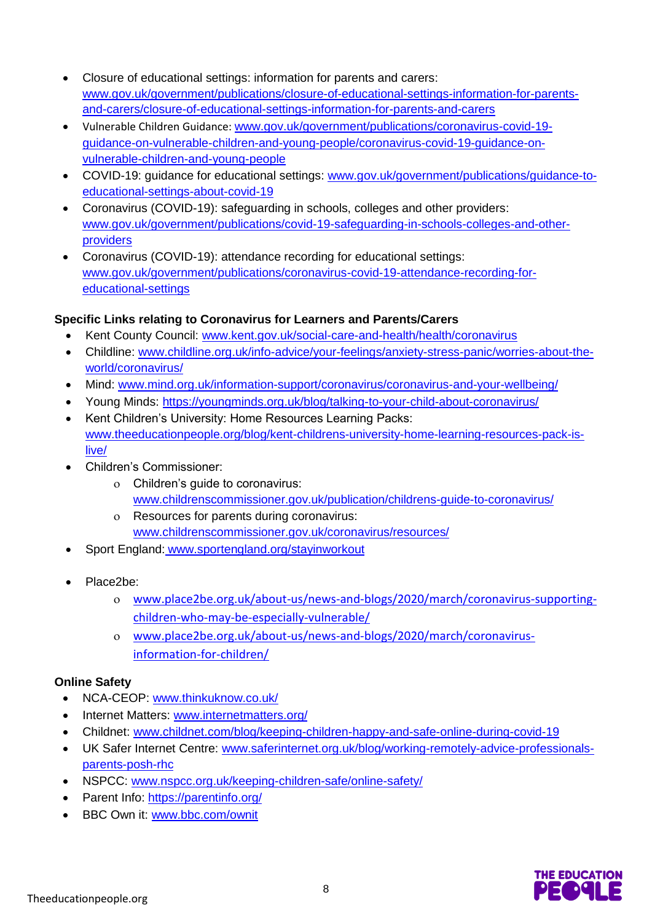- Closure of educational settings: information for parents and carers: www.gov.uk/government/publications/closure-of-educational-settings-information-for-parents-and-carers/closure-of-educational-settings-information-for-parents-and-carers
- Vulnerable Children Guidance: www.gov.uk/government/publications/coronavirus-covid-19-guidance-on-vulnerable-children-and-young-people/coronavirus-covid-19-guidance-on-vulnerable-children-and-young-people
- COVID-19: guidance for educational settings: www.gov.uk/government/publications/guidance-to-educational-settings-about-covid-19
- Coronavirus (COVID-19): safeguarding in schools, colleges and other providers: www.gov.uk/government/publications/covid-19-safeguarding-in-schools-colleges-and-other-providers
- Coronavirus (COVID-19): attendance recording for educational settings: www.gov.uk/government/publications/coronavirus-covid-19-attendance-recording-for-educational-settings

**Specific Links relating to Coronavirus for Learners and Parents/Carers**

- Kent County Council: www.kent.gov.uk/social-care-and-health/health/coronavirus
- Childline: www.childline.org.uk/info-advice/your-feelings/anxiety-stress-panic/worries-about-the-world/coronavirus/
- Mind: www.mind.org.uk/information-support/coronavirus-and-your-wellbeing/
- Young Minds: https://youngminds.org.uk/blog/talking-to-your-child-about-coronavirus/
- Kent Children's University: Home Resources Learning Packs: www.theeducationpeople.org/blog/kent-childrens-university-home-learning-resources-pack-is-live/
- Children's Commissioner:
  - Children's guide to coronavirus: www.childrenscommissioner.gov.uk/publication/childrens-guide-to-coronavirus/
  - Resources for parents during coronavirus: www.childrenscommissioner.gov.uk/coronavirus/resources/
- Sport England: www.sportengland.org/stayinworkout
- Place2be:
  - www.place2be.org.uk/about-us/news-and-blogs/2020/march/coronavirus-supporting-children-who-may-be-especially-vulnerable/
  - www.place2be.org.uk/about-us/news-and-blogs/2020/march/coronavirus-information-for-children/

**Online Safety**

- NCA-CEOP: www.thinkuknow.co.uk/
- Internet Matters: www.internetmatters.org/
- Childnet: www.childnet.com/blog/keeping-children-happy-and-safe-online-during-covid-19
- UK Safer Internet Centre: www.saferinternet.org.uk/blog/working-remotely-advice-professionals-parents-posh-rhc
- NSPCC: www.nspcc.org.uk/keeping-children-safe/online-safety/
- Parent Info: https://parentinfo.org/
- BBC Own it: www.bbc.com/ownit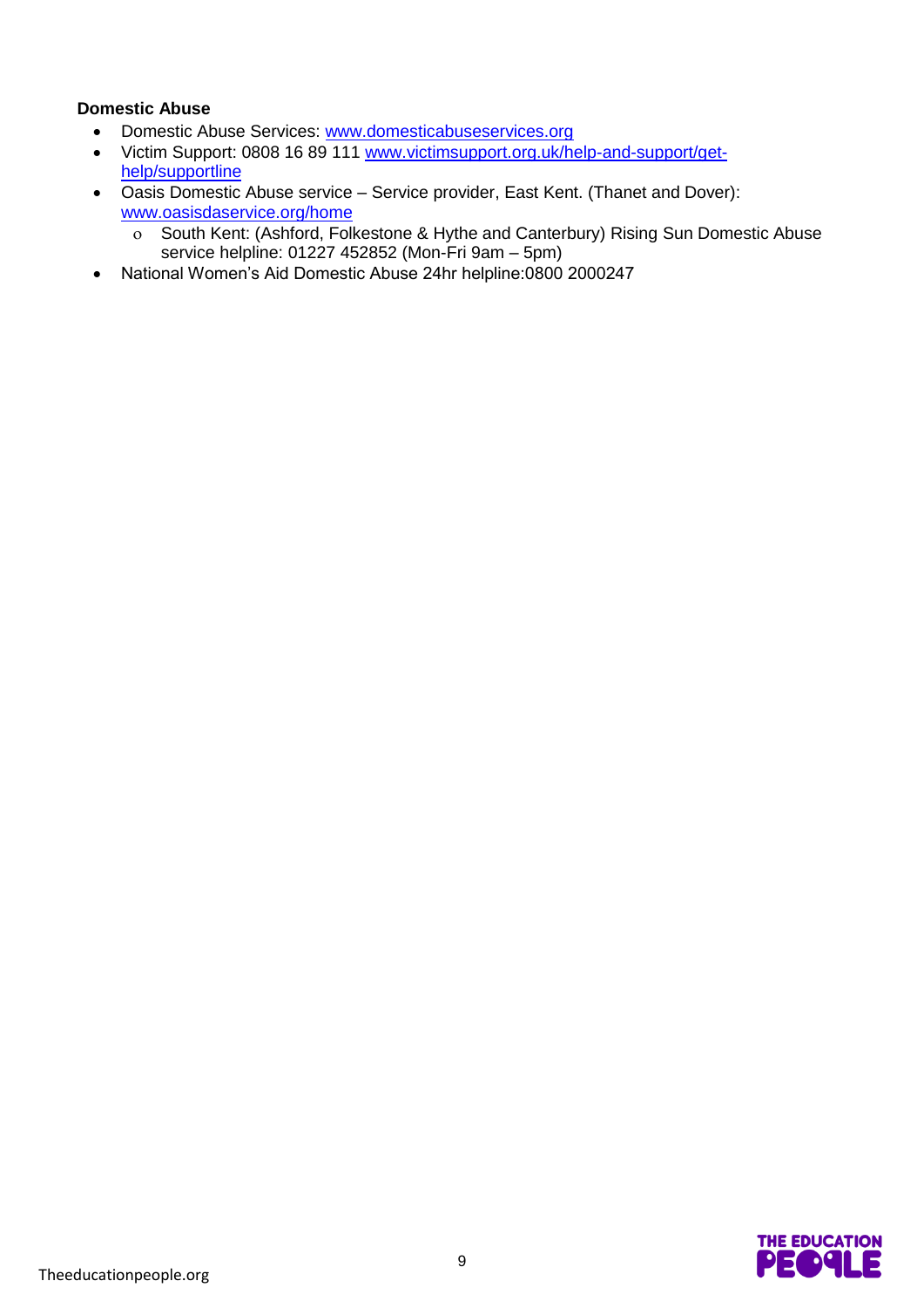**Domestic Abuse**

- Domestic Abuse Services: www.domesticabuseservices.org
- Victim Support: 0808 16 89 111 www.victimsupport.org.uk/help-and-support/get-help/supportline
- Oasis Domestic Abuse service – Service provider, East Kent. (Thanet and Dover): www.oasisdaservice.org/home
  - South Kent: (Ashford, Folkestone & Hythe and Canterbury) Rising Sun Domestic Abuse service helpline: 01227 452852 (Mon-Fri 9am – 5pm)
- National Women's Aid Domestic Abuse 24hr helpline:0800 2000247